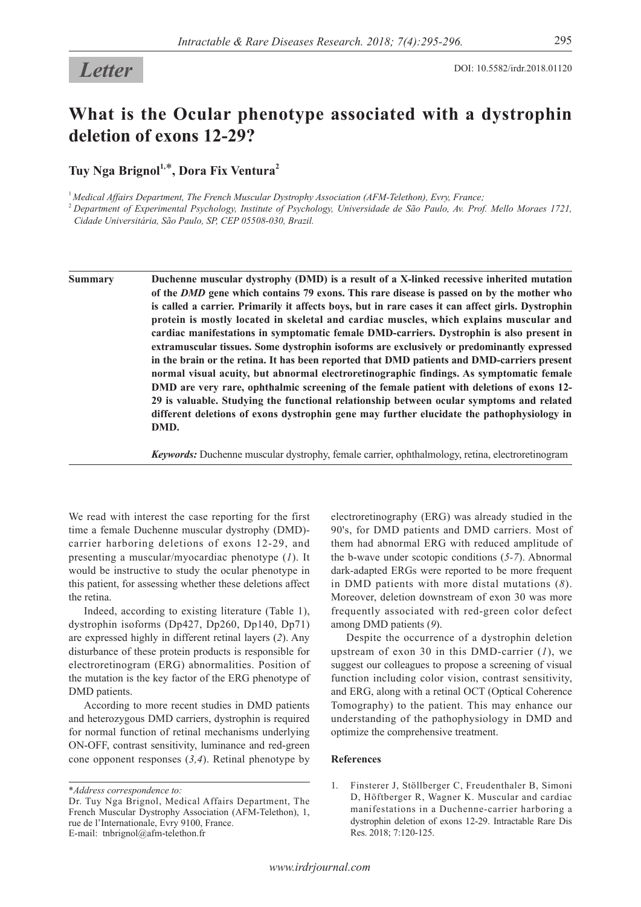*Letter*

DOI: 10.5582/irdr.2018.01120

# What is the Ocular phenotype associated with a dystrophin deletion of exons 12-29?

**Tuy Nga Brignol[1,]*, Dora Fix Ventura[2]**

[1] *Medical Affairs Department, The French Muscular Dystrophy Association (AFM-Telethon), Evry, France;*

[2] *Department of Experimental Psychology, Institute of Psychology, Universidade de São Paulo, Av. Prof. Mello Moraes 1721, Cidade Universitária, São Paulo, SP, CEP 05508-030, Brazil.*

**Summary** **Duchenne muscular dystrophy (DMD) is a result of a X-linked recessive inherited mutation of the *DMD* gene which contains 79 exons. This rare disease is passed on by the mother who is called a carrier. Primarily it affects boys, but in rare cases it can affect girls. Dystrophin protein is mostly located in skeletal and cardiac muscles, which explains muscular and cardiac manifestations in symptomatic female DMD-carriers. Dystrophin is also present in extramuscular tissues. Some dystrophin isoforms are exclusively or predominantly expressed in the brain or the retina. It has been reported that DMD patients and DMD-carriers present normal visual acuity, but abnormal electroretinographic findings. As symptomatic female DMD are very rare, ophthalmic screening of the female patient with deletions of exons 12-29 is valuable. Studying the functional relationship between ocular symptoms and related different deletions of exons dystrophin gene may further elucidate the pathophysiology in DMD.**

***Keywords:*** Duchenne muscular dystrophy, female carrier, ophthalmology, retina, electroretinogram

We read with interest the case reporting for the first time a female Duchenne muscular dystrophy (DMD)-carrier harboring deletions of exons 12-29, and presenting a muscular/myocardiac phenotype (*1*). It would be instructive to study the ocular phenotype in this patient, for assessing whether these deletions affect the retina.

Indeed, according to existing literature (Table 1), dystrophin isoforms (Dp427, Dp260, Dp140, Dp71) are expressed highly in different retinal layers (*2*). Any disturbance of these protein products is responsible for electroretinogram (ERG) abnormalities. Position of the mutation is the key factor of the ERG phenotype of DMD patients.

According to more recent studies in DMD patients and heterozygous DMD carriers, dystrophin is required for normal function of retinal mechanisms underlying ON-OFF, contrast sensitivity, luminance and red-green cone opponent responses (*3,4*). Retinal phenotype by electroretinography (ERG) was already studied in the 90's, for DMD patients and DMD carriers. Most of them had abnormal ERG with reduced amplitude of the b-wave under scotopic conditions (*5-7*). Abnormal dark-adapted ERGs were reported to be more frequent in DMD patients with more distal mutations (*8*). Moreover, deletion downstream of exon 30 was more frequently associated with red-green color defect among DMD patients (*9*).

Despite the occurrence of a dystrophin deletion upstream of exon 30 in this DMD-carrier (*1*), we suggest our colleagues to propose a screening of visual function including color vision, contrast sensitivity, and ERG, along with a retinal OCT (Optical Coherence Tomography) to the patient. This may enhance our understanding of the pathophysiology in DMD and optimize the comprehensive treatment.

## References

1. Finsterer J, Stöllberger C, Freudenthaler B, Simoni D, Höftberger R, Wagner K. Muscular and cardiac manifestations in a Duchenne-carrier harboring a dystrophin deletion of exons 12-29. Intractable Rare Dis Res. 2018; 7:120-125.

---

*Address correspondence to:*

Dr. Tuy Nga Brignol, Medical Affairs Department, The French Muscular Dystrophy Association (AFM-Telethon), 1, rue de l'Internationale, Evry 9100, France.

E-mail: tnbrignol@afm-telethon.fr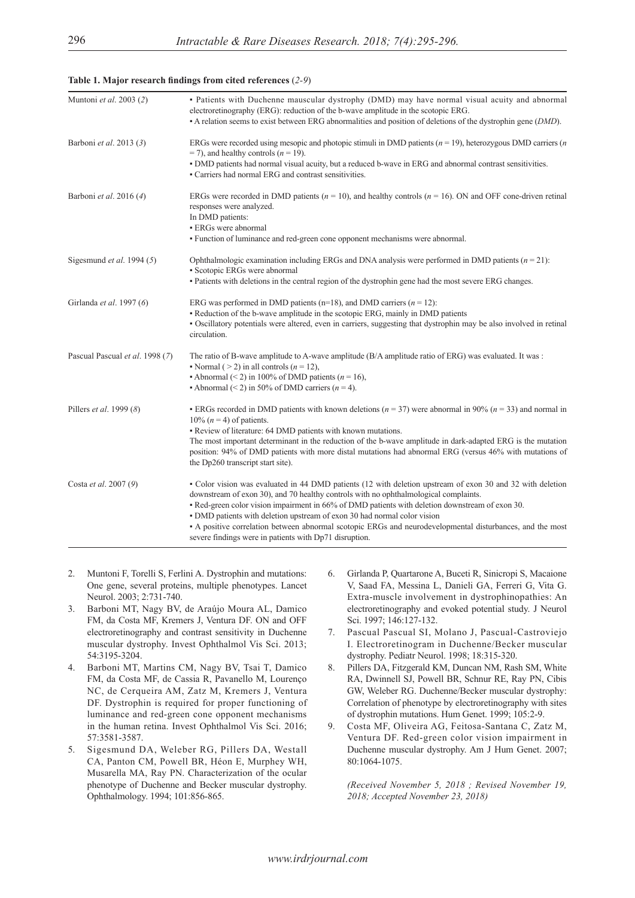**Table 1. Major research findings from cited references (*2-9*)**

| | |
|---|---|
| Muntoni *et al*. 2003 (*2*) | ▪ Patients with Duchenne mauscular dystrophy (DMD) may have normal visual acuity and abnormal electroretinography (ERG): reduction of the b-wave amplitude in the scotopic ERG.<br>▪ A relation seems to exist between ERG abnormalities and position of deletions of the dystrophin gene (*DMD*). |
| Barboni *et al*. 2013 (*3*) | ERGs were recorded using mesopic and photopic stimuli in DMD patients ($n$ = 19), heterozygous DMD carriers ($n$ = 7), and healthy controls ($n$ = 19).<br>▪ DMD patients had normal visual acuity, but a reduced b-wave in ERG and abnormal contrast sensitivities.<br>▪ Carriers had normal ERG and contrast sensitivities. |
| Barboni *et al*. 2016 (*4*) | ERGs were recorded in DMD patients ($n$ = 10), and healthy controls ($n$ = 16). ON and OFF cone-driven retinal responses were analyzed.<br>In DMD patients:<br>▪ ERGs were abnormal<br>▪ Function of luminance and red-green cone opponent mechanisms were abnormal. |
| Sigesmund *et al*. 1994 (*5*) | Ophthalmologic examination including ERGs and DNA analysis were performed in DMD patients ($n$ = 21):<br>▪ Scotopic ERGs were abnormal<br>▪ Patients with deletions in the central region of the dystrophin gene had the most severe ERG changes. |
| Girlanda *et al*. 1997 (*6*) | ERG was performed in DMD patients (n=18), and DMD carriers ($n$ = 12):<br>▪ Reduction of the b-wave amplitude in the scotopic ERG, mainly in DMD patients<br>▪ Oscillatory potentials were altered, even in carriers, suggesting that dystrophin may be also involved in retinal circulation. |
| Pascual Pascual *et al*. 1998 (*7*) | The ratio of B-wave amplitude to A-wave amplitude (B/A amplitude ratio of ERG) was evaluated. It was :<br>▪ Normal ( > 2) in all controls ($n$ = 12),<br>▪ Abnormal (< 2) in 100% of DMD patients ($n$ = 16),<br>▪ Abnormal (< 2) in 50% of DMD carriers ($n$ = 4). |
| Pillers *et al*. 1999 (*8*) | ▪ ERGs recorded in DMD patients with known deletions ($n$ = 37) were abnormal in 90% ($n$ = 33) and normal in 10% ($n$ = 4) of patients.<br>▪ Review of literature: 64 DMD patients with known mutations.<br>The most important determinant in the reduction of the b-wave amplitude in dark-adapted ERG is the mutation position: 94% of DMD patients with more distal mutations had abnormal ERG (versus 46% with mutations of the Dp260 transcript start site). |
| Costa *et al*. 2007 (*9*) | ▪ Color vision was evaluated in 44 DMD patients (12 with deletion upstream of exon 30 and 32 with deletion downstream of exon 30), and 70 healthy controls with no ophthalmological complaints.<br>▪ Red-green color vision impairment in 66% of DMD patients with deletion downstream of exon 30.<br>▪ DMD patients with deletion upstream of exon 30 had normal color vision<br>▪ A positive correlation between abnormal scotopic ERGs and neurodevelopmental disturbances, and the most severe findings were in patients with Dp71 disruption. |

2. Muntoni F, Torelli S, Ferlini A. Dystrophin and mutations: One gene, several proteins, multiple phenotypes. Lancet Neurol. 2003; 2:731-740.
3. Barboni MT, Nagy BV, de Araújo Moura AL, Damico FM, da Costa MF, Kremers J, Ventura DF. ON and OFF electroretinography and contrast sensitivity in Duchenne muscular dystrophy. Invest Ophthalmol Vis Sci. 2013; 54:3195-3204.
4. Barboni MT, Martins CM, Nagy BV, Tsai T, Damico FM, da Costa MF, de Cassia R, Pavanello M, Lourenço NC, de Cerqueira AM, Zatz M, Kremers J, Ventura DF. Dystrophin is required for proper functioning of luminance and red-green cone opponent mechanisms in the human retina. Invest Ophthalmol Vis Sci. 2016; 57:3581-3587.
5. Sigesmund DA, Weleber RG, Pillers DA, Westall CA, Panton CM, Powell BR, Héon E, Murphey WH, Musarella MA, Ray PN. Characterization of the ocular phenotype of Duchenne and Becker muscular dystrophy. Ophthalmology. 1994; 101:856-865.
6. Girlanda P, Quartarone A, Buceti R, Sinicropi S, Macaione V, Saad FA, Messina L, Danieli GA, Ferreri G, Vita G. Extra-muscle involvement in dystrophinopathies: An electroretinography and evoked potential study. J Neurol Sci. 1997; 146:127-132.
7. Pascual Pascual SI, Molano J, Pascual-Castroviejo I. Electroretinogram in Duchenne/Becker muscular dystrophy. Pediatr Neurol. 1998; 18:315-320.
8. Pillers DA, Fitzgerald KM, Duncan NM, Rash SM, White RA, Dwinnell SJ, Powell BR, Schnur RE, Ray PN, Cibis GW, Weleber RG. Duchenne/Becker muscular dystrophy: Correlation of phenotype by electroretinography with sites of dystrophin mutations. Hum Genet. 1999; 105:2-9.
9. Costa MF, Oliveira AG, Feitosa-Santana C, Zatz M, Ventura DF. Red-green color vision impairment in Duchenne muscular dystrophy. Am J Hum Genet. 2007; 80:1064-1075.

*(Received November 5, 2018 ; Revised November 19, 2018; Accepted November 23, 2018)*